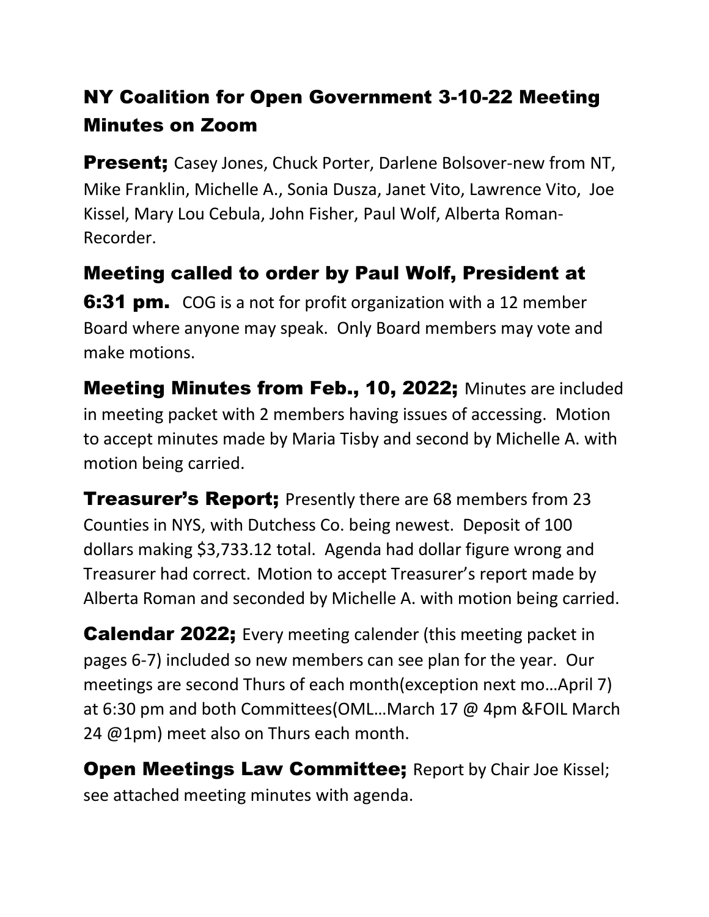# NY Coalition for Open Government 3-10-22 Meeting Minutes on Zoom

**Present;** Casey Jones, Chuck Porter, Darlene Bolsover-new from NT, Mike Franklin, Michelle A., Sonia Dusza, Janet Vito, Lawrence Vito, Joe Kissel, Mary Lou Cebula, John Fisher, Paul Wolf, Alberta Roman-Recorder.

## Meeting called to order by Paul Wolf, President at 6:31 pm.

COG is a not for profit organization with a 12 member Board where anyone may speak. Only Board members may vote and make motions.

**Meeting Minutes from Feb., 10, 2022;** Minutes are included in meeting packet with 2 members having issues of accessing. Motion to accept minutes made by Maria Tisby and second by Michelle A. with motion being carried.

**Treasurer's Report;** Presently there are 68 members from 23 Counties in NYS, with Dutchess Co. being newest. Deposit of 100 dollars making $3,733.12 total. Agenda had dollar figure wrong and Treasurer had correct. Motion to accept Treasurer's report made by Alberta Roman and seconded by Michelle A. with motion being carried.

**Calendar 2022;** Every meeting calender (this meeting packet in pages 6-7) included so new members can see plan for the year. Our meetings are second Thurs of each month(exception next mo…April 7) at 6:30 pm and both Committees(OML…March 17 @ 4pm &FOIL March 24 @1pm) meet also on Thurs each month.

**Open Meetings Law Committee;** Report by Chair Joe Kissel; see attached meeting minutes with agenda.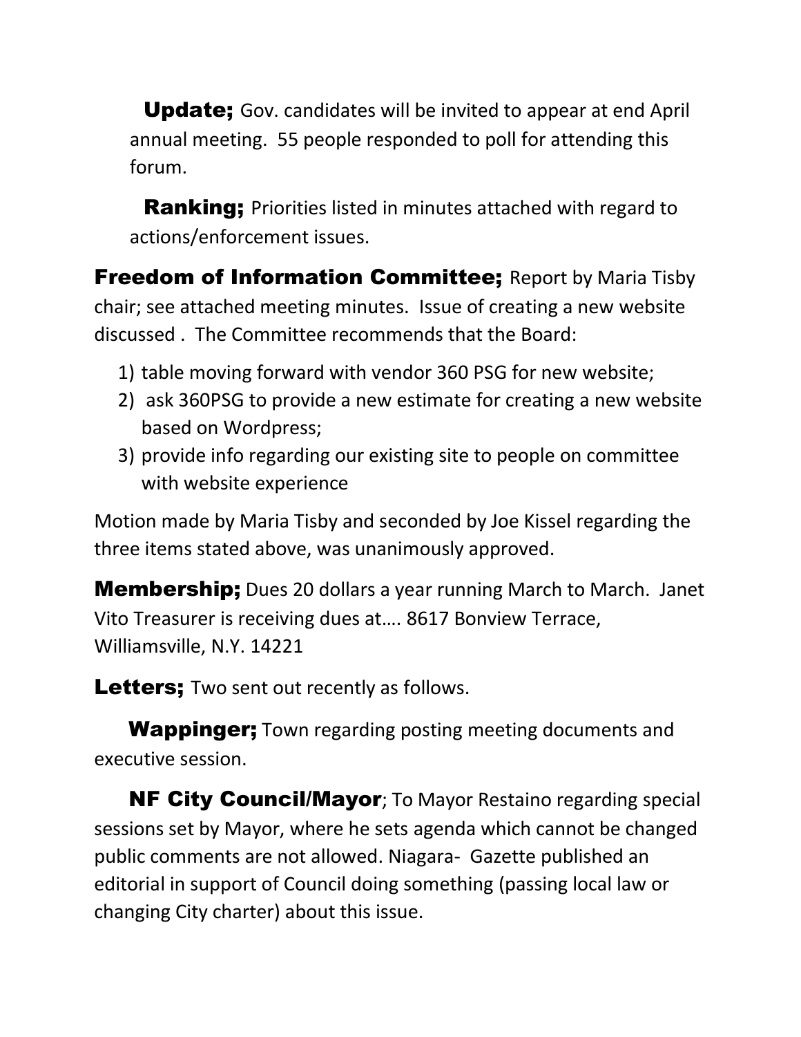**Update;** Gov. candidates will be invited to appear at end April annual meeting. 55 people responded to poll for attending this forum.

**Ranking;** Priorities listed in minutes attached with regard to actions/enforcement issues.

**Freedom of Information Committee;** Report by Maria Tisby chair; see attached meeting minutes. Issue of creating a new website discussed . The Committee recommends that the Board:

1) table moving forward with vendor 360 PSG for new website;
2) ask 360PSG to provide a new estimate for creating a new website based on Wordpress;
3) provide info regarding our existing site to people on committee with website experience

Motion made by Maria Tisby and seconded by Joe Kissel regarding the three items stated above, was unanimously approved.

**Membership;** Dues 20 dollars a year running March to March. Janet Vito Treasurer is receiving dues at…. 8617 Bonview Terrace, Williamsville, N.Y. 14221

**Letters;** Two sent out recently as follows.

**Wappinger;** Town regarding posting meeting documents and executive session.

**NF City Council/Mayor**; To Mayor Restaino regarding special sessions set by Mayor, where he sets agenda which cannot be changed public comments are not allowed. Niagara- Gazette published an editorial in support of Council doing something (passing local law or changing City charter) about this issue.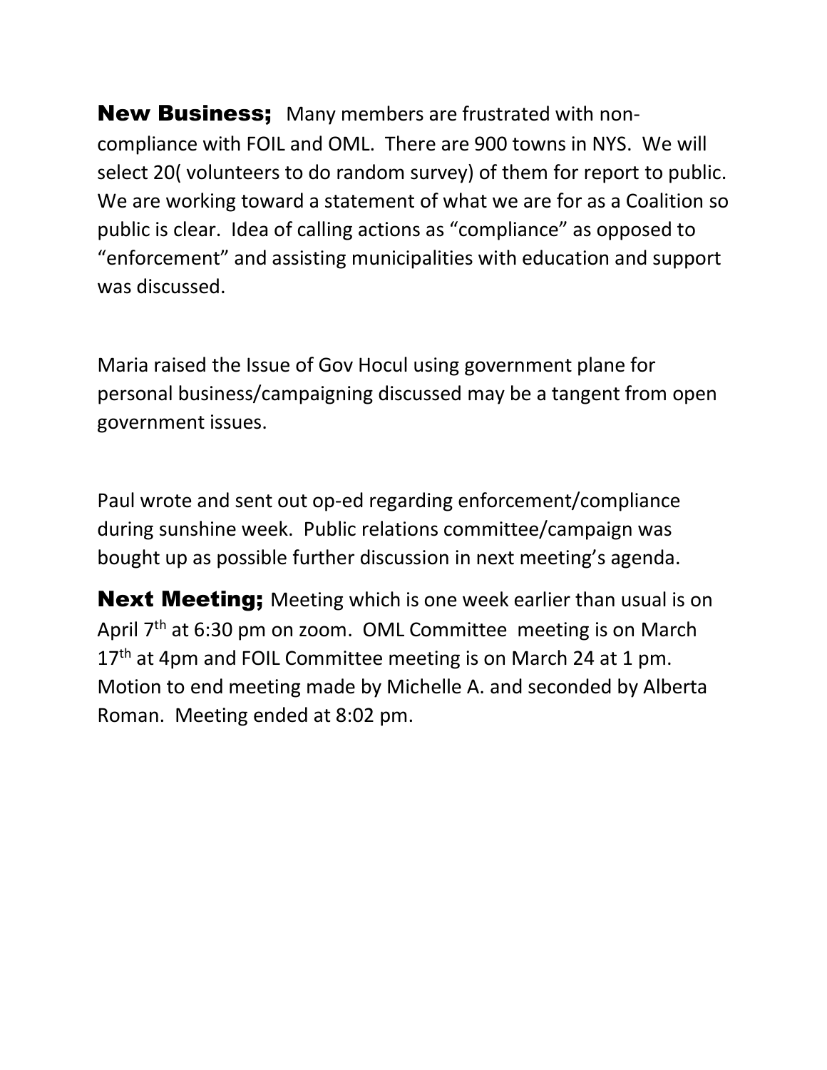**New Business;** Many members are frustrated with non-compliance with FOIL and OML. There are 900 towns in NYS. We will select 20( volunteers to do random survey) of them for report to public. We are working toward a statement of what we are for as a Coalition so public is clear. Idea of calling actions as "compliance" as opposed to "enforcement" and assisting municipalities with education and support was discussed.

Maria raised the Issue of Gov Hocul using government plane for personal business/campaigning discussed may be a tangent from open government issues.

Paul wrote and sent out op-ed regarding enforcement/compliance during sunshine week. Public relations committee/campaign was bought up as possible further discussion in next meeting's agenda.

**Next Meeting;** Meeting which is one week earlier than usual is on April 7th at 6:30 pm on zoom. OML Committee meeting is on March 17th at 4pm and FOIL Committee meeting is on March 24 at 1 pm. Motion to end meeting made by Michelle A. and seconded by Alberta Roman. Meeting ended at 8:02 pm.